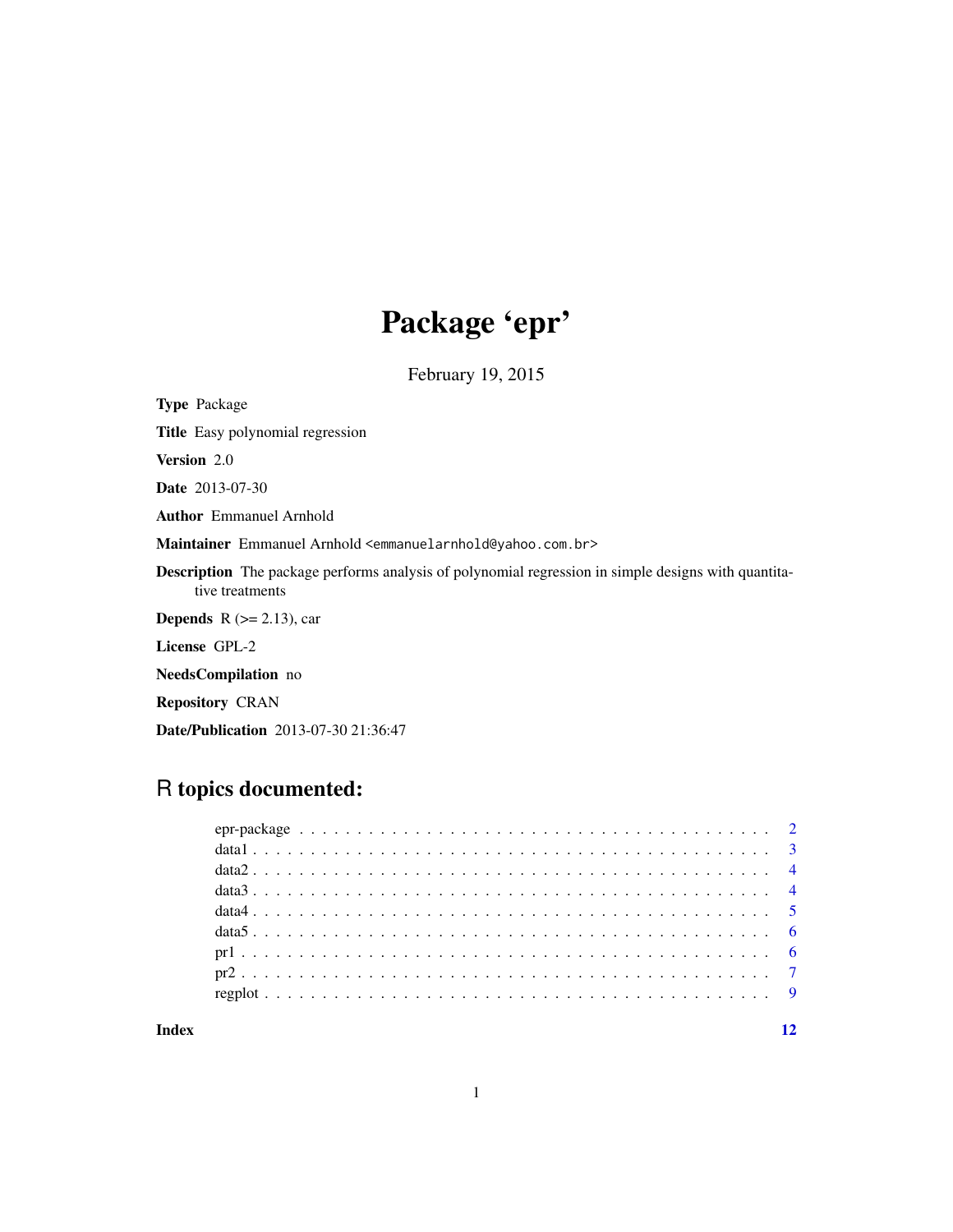# Package 'epr'

February 19, 2015

**Type** Package

**Title** Easy polynomial regression

**Version** 2.0

**Date** 2013-07-30

**Author** Emmanuel Arnhold

**Maintainer** Emmanuel Arnhold <emmanuelarnhold@yahoo.com.br>

**Description** The package performs analysis of polynomial regression in simple designs with quantitative treatments

**Depends** R (>= 2.13), car

**License** GPL-2

**NeedsCompilation** no

**Repository** CRAN

**Date/Publication** 2013-07-30 21:36:47

## R topics documented:

| | |
|---|---|
| epr-package | 2 |
| data1 | 3 |
| data2 | 4 |
| data3 | 4 |
| data4 | 5 |
| data5 | 6 |
| pr1 | 6 |
| pr2 | 7 |
| regplot | 9 |
| **Index** | **12** |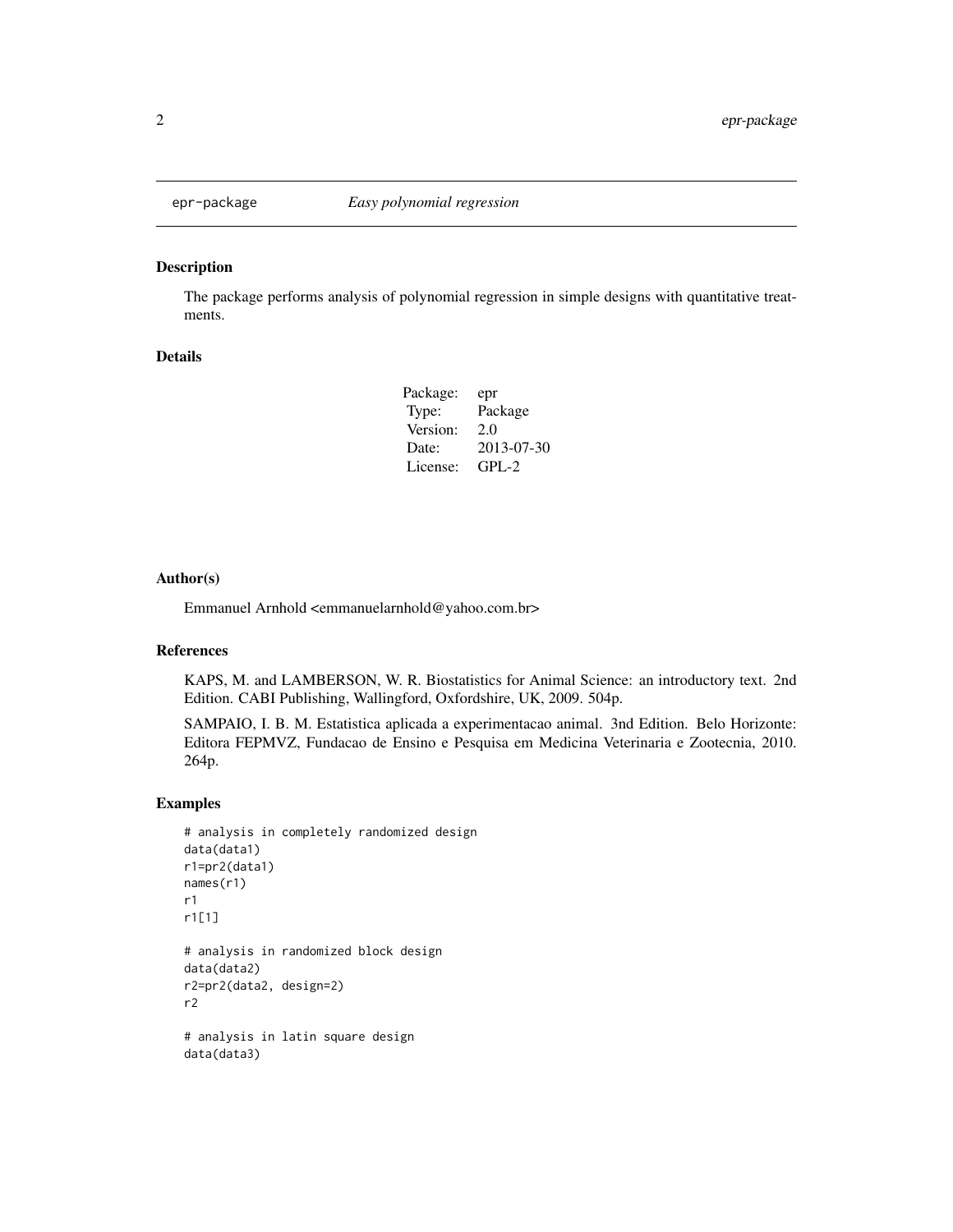epr-package *Easy polynomial regression*

## Description

The package performs analysis of polynomial regression in simple designs with quantitative treatments.

## Details

| | |
|---|---|
| Package: | epr |
| Type: | Package |
| Version: | 2.0 |
| Date: | 2013-07-30 |
| License: | GPL-2 |

## Author(s)

Emmanuel Arnhold <emmanuelarnhold@yahoo.com.br>

## References

KAPS, M. and LAMBERSON, W. R. Biostatistics for Animal Science: an introductory text. 2nd Edition. CABI Publishing, Wallingford, Oxfordshire, UK, 2009. 504p.

SAMPAIO, I. B. M. Estatistica aplicada a experimentacao animal. 3nd Edition. Belo Horizonte: Editora FEPMVZ, Fundacao de Ensino e Pesquisa em Medicina Veterinaria e Zootecnia, 2010. 264p.

## Examples

```
# analysis in completely randomized design
data(data1)
r1=pr2(data1)
names(r1)
r1
r1[1]

# analysis in randomized block design
data(data2)
r2=pr2(data2, design=2)
r2

# analysis in latin square design
data(data3)
```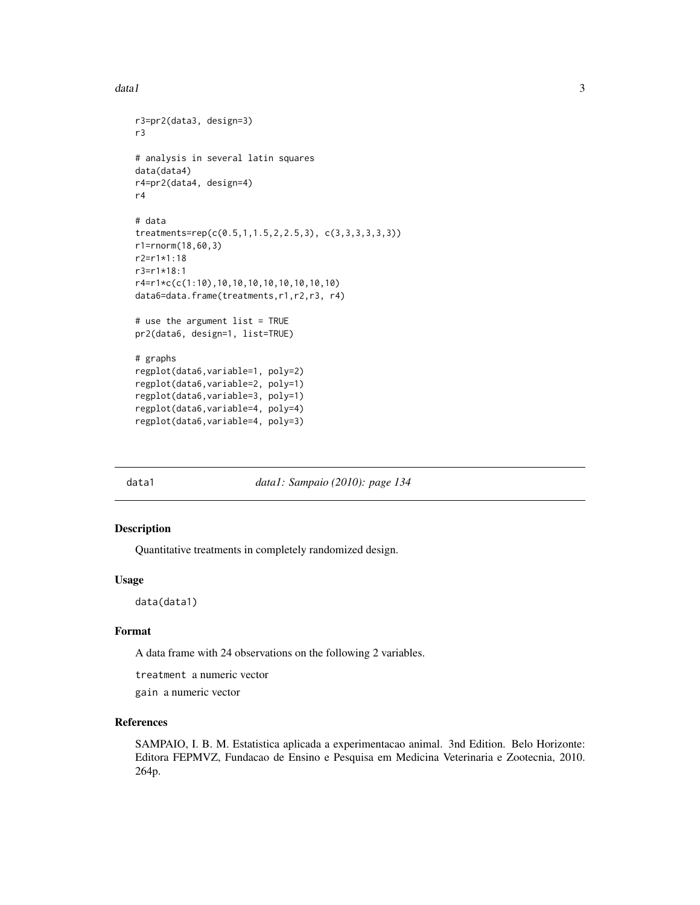```
r3=pr2(data3, design=3)
r3

# analysis in several latin squares
data(data4)
r4=pr2(data4, design=4)
r4

# data
treatments=rep(c(0.5,1,1.5,2,2.5,3), c(3,3,3,3,3,3))
r1=rnorm(18,60,3)
r2=r1*1:18
r3=r1*18:1
r4=r1*c(c(1:10),10,10,10,10,10,10,10,10)
data6=data.frame(treatments,r1,r2,r3, r4)

# use the argument list = TRUE
pr2(data6, design=1, list=TRUE)

# graphs
regplot(data6,variable=1, poly=2)
regplot(data6,variable=2, poly=1)
regplot(data6,variable=3, poly=1)
regplot(data6,variable=4, poly=4)
regplot(data6,variable=4, poly=3)
```

---

## data1 — *data1: Sampaio (2010): page 134*

### Description

Quantitative treatments in completely randomized design.

### Usage

```
data(data1)
```

### Format

A data frame with 24 observations on the following 2 variables.

`treatment` a numeric vector

`gain` a numeric vector

### References

SAMPAIO, I. B. M. Estatistica aplicada a experimentacao animal. 3nd Edition. Belo Horizonte: Editora FEPMVZ, Fundacao de Ensino e Pesquisa em Medicina Veterinaria e Zootecnia, 2010. 264p.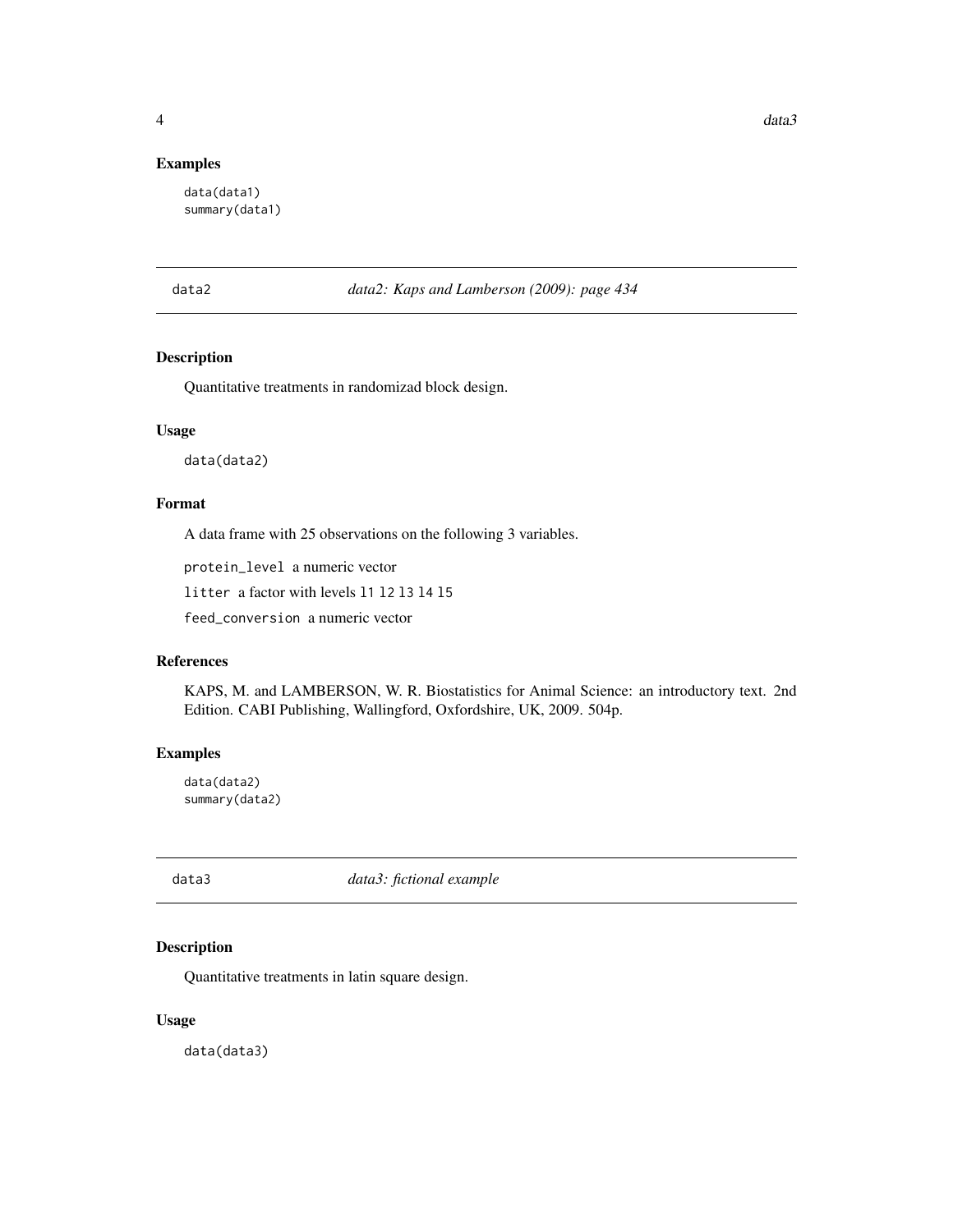### Examples

```
data(data1)
summary(data1)
```

## data2 — *data2: Kaps and Lamberson (2009): page 434*

### Description

Quantitative treatments in randomizad block design.

### Usage

```
data(data2)
```

### Format

A data frame with 25 observations on the following 3 variables.

`protein_level` a numeric vector

`litter` a factor with levels `l1` `l2` `l3` `l4` `l5`

`feed_conversion` a numeric vector

### References

KAPS, M. and LAMBERSON, W. R. Biostatistics for Animal Science: an introductory text. 2nd Edition. CABI Publishing, Wallingford, Oxfordshire, UK, 2009. 504p.

### Examples

```
data(data2)
summary(data2)
```

## data3 — *data3: fictional example*

### Description

Quantitative treatments in latin square design.

### Usage

```
data(data3)
```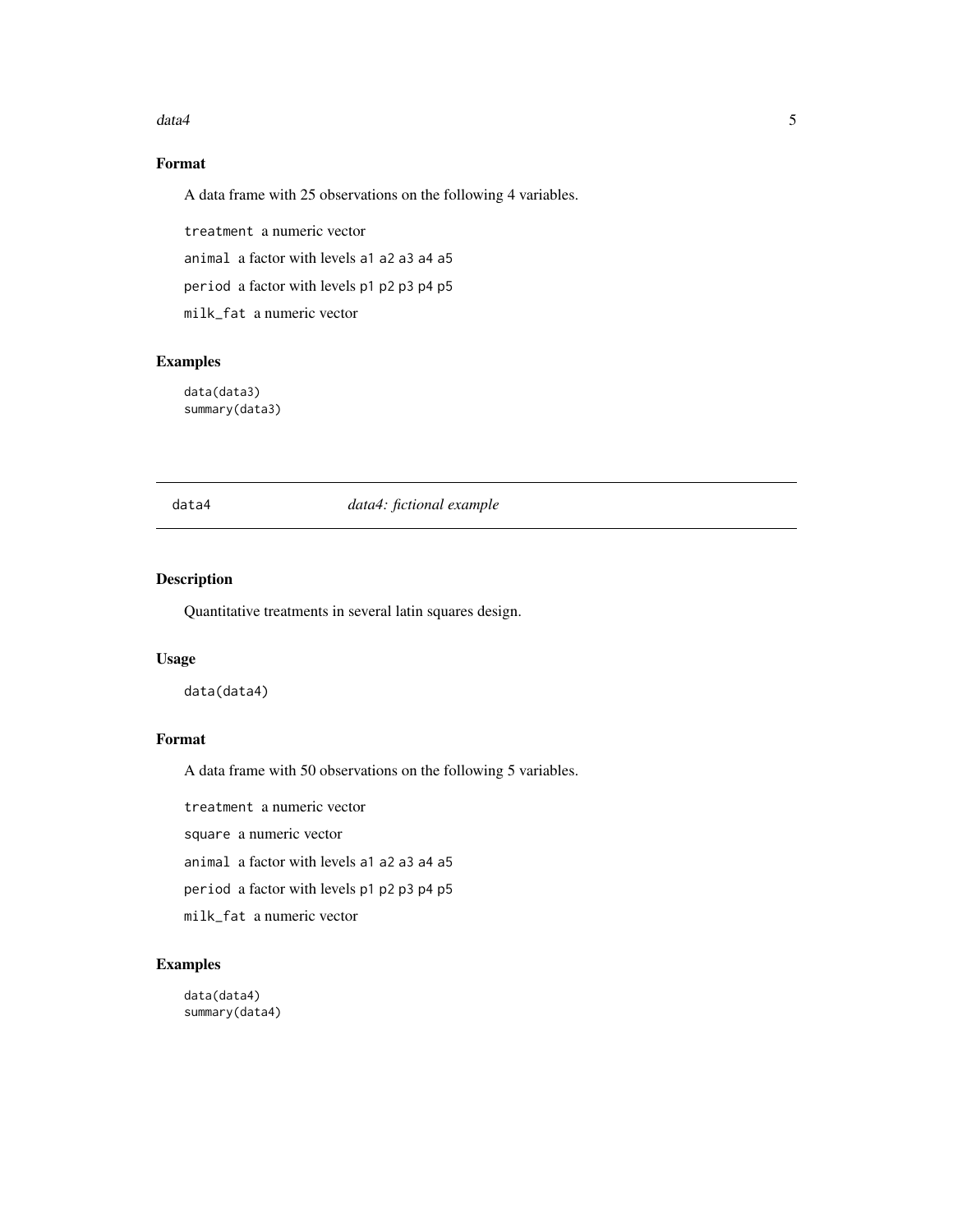## Format

A data frame with 25 observations on the following 4 variables.

`treatment` a numeric vector

`animal` a factor with levels `a1` `a2` `a3` `a4` `a5`

`period` a factor with levels `p1` `p2` `p3` `p4` `p5`

`milk_fat` a numeric vector

## Examples

```
data(data3)
summary(data3)
```

---

# data4 — *data4: fictional example*

## Description

Quantitative treatments in several latin squares design.

## Usage

```
data(data4)
```

## Format

A data frame with 50 observations on the following 5 variables.

`treatment` a numeric vector

`square` a numeric vector

`animal` a factor with levels `a1` `a2` `a3` `a4` `a5`

`period` a factor with levels `p1` `p2` `p3` `p4` `p5`

`milk_fat` a numeric vector

## Examples

```
data(data4)
summary(data4)
```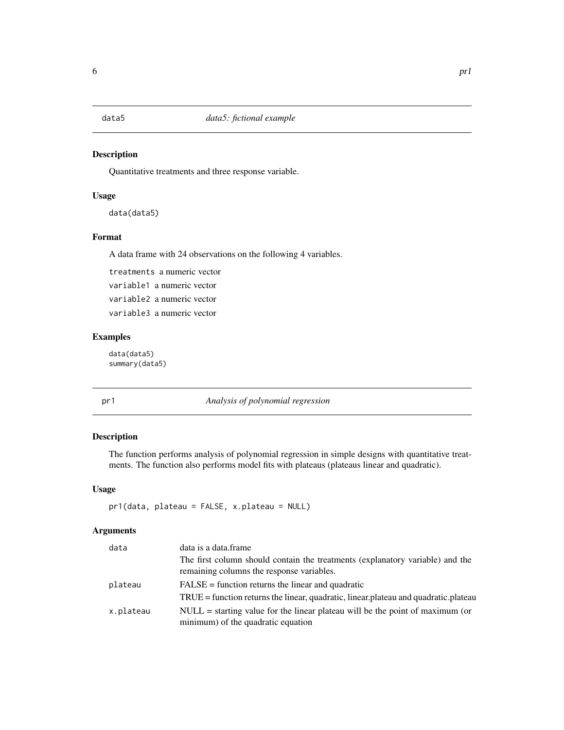## data5 *data5: fictional example*

### Description

Quantitative treatments and three response variable.

### Usage

```
data(data5)
```

### Format

A data frame with 24 observations on the following 4 variables.

`treatments` a numeric vector

`variable1` a numeric vector

`variable2` a numeric vector

`variable3` a numeric vector

### Examples

```
data(data5)
summary(data5)
```

## pr1 *Analysis of polynomial regression*

### Description

The function performs analysis of polynomial regression in simple designs with quantitative treatments. The function also performs model fits with plateaus (plateaus linear and quadratic).

### Usage

```
pr1(data, plateau = FALSE, x.plateau = NULL)
```

### Arguments

| | |
|---|---|
| `data` | data is a data.frame<br>The first column should contain the treatments (explanatory variable) and the remaining columns the response variables. |
| `plateau` | FALSE = function returns the linear and quadratic<br>TRUE = function returns the linear, quadratic, linear.plateau and quadratic.plateau |
| `x.plateau` | NULL = starting value for the linear plateau will be the point of maximum (or minimum) of the quadratic equation |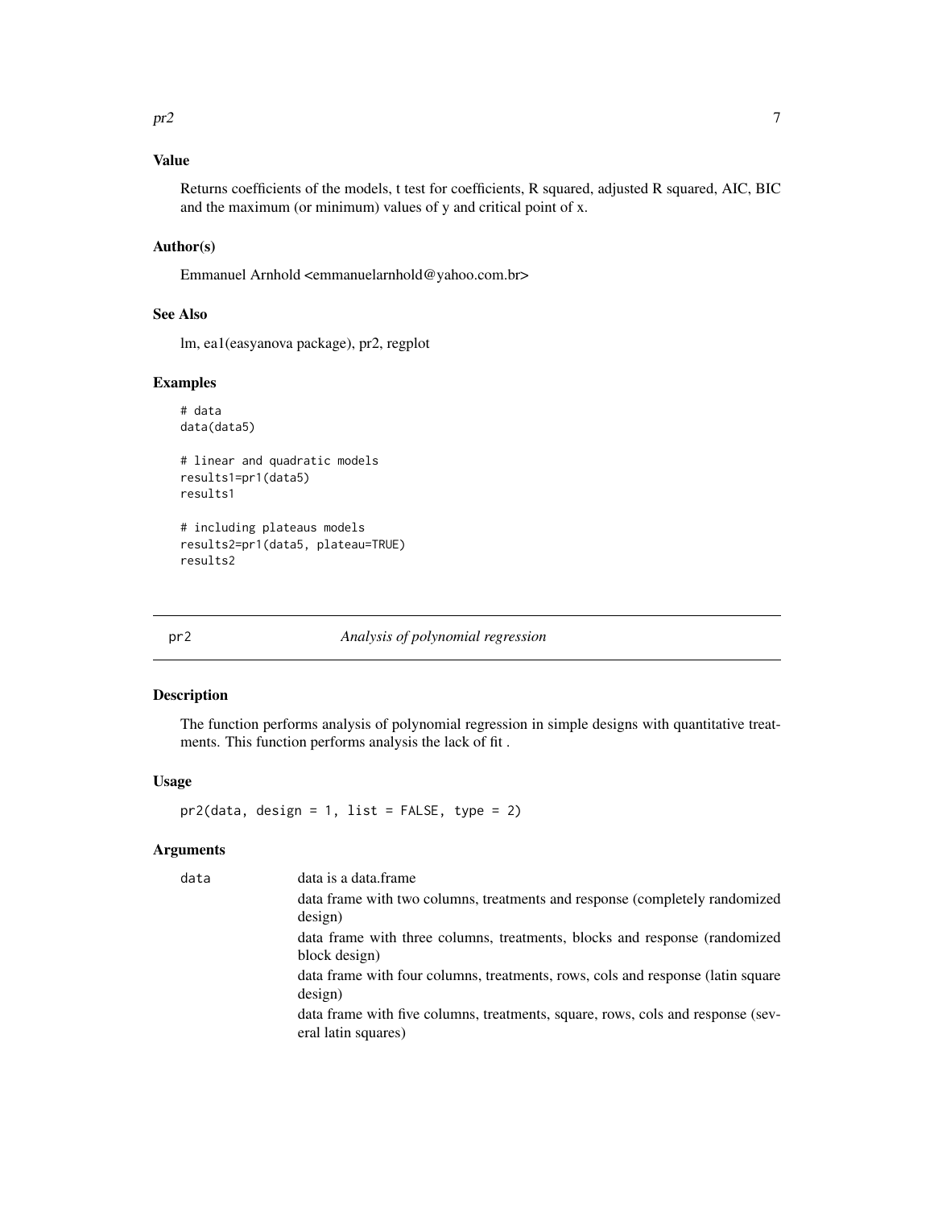### Value

Returns coefficients of the models, t test for coefficients, R squared, adjusted R squared, AIC, BIC and the maximum (or minimum) values of y and critical point of x.

### Author(s)

Emmanuel Arnhold <emmanuelarnhold@yahoo.com.br>

### See Also

lm, ea1(easyanova package), pr2, regplot

### Examples

```
# data
data(data5)

# linear and quadratic models
results1=pr1(data5)
results1

# including plateaus models
results2=pr1(data5, plateau=TRUE)
results2
```

---

## pr2 — *Analysis of polynomial regression*

---

### Description

The function performs analysis of polynomial regression in simple designs with quantitative treatments. This function performs analysis the lack of fit .

### Usage

```
pr2(data, design = 1, list = FALSE, type = 2)
```

### Arguments

| | |
|---|---|
| data | data is a data.frame<br>data frame with two columns, treatments and response (completely randomized design)<br>data frame with three columns, treatments, blocks and response (randomized block design)<br>data frame with four columns, treatments, rows, cols and response (latin square design)<br>data frame with five columns, treatments, square, rows, cols and response (several latin squares) |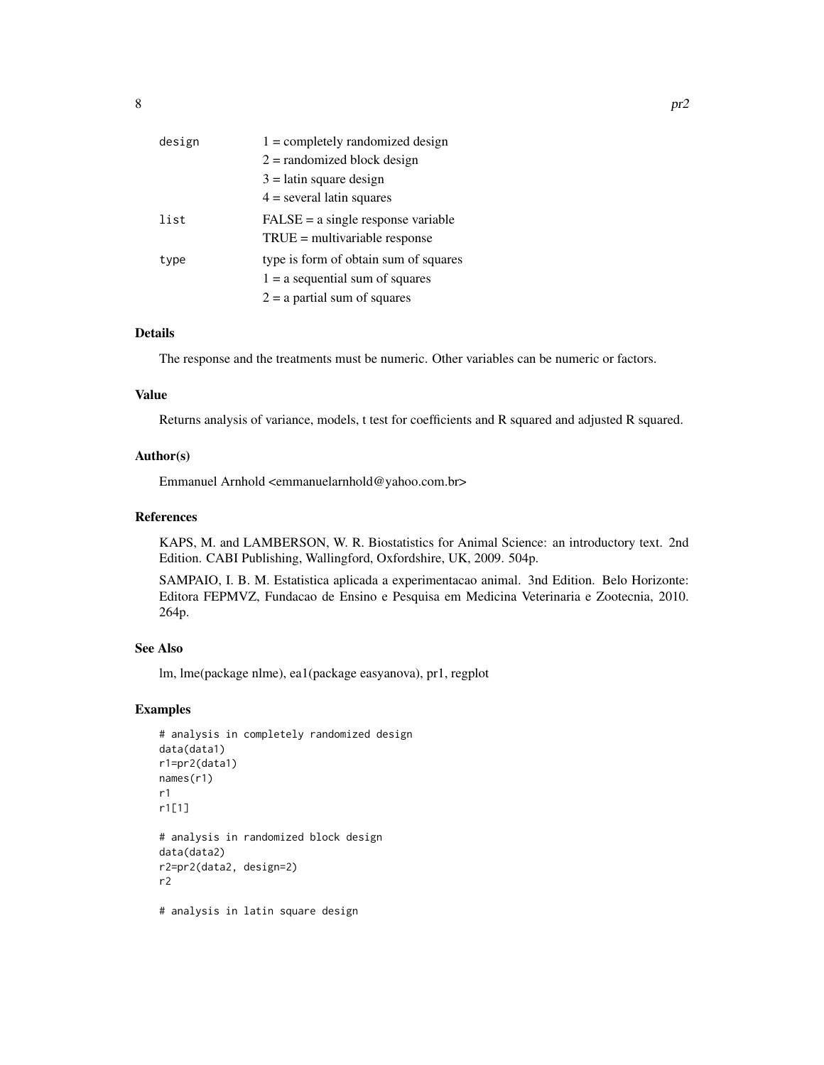| | |
|---|---|
| design | 1 = completely randomized design |
| | 2 = randomized block design |
| | 3 = latin square design |
| | 4 = several latin squares |
| list | FALSE = a single response variable |
| | TRUE = multivariable response |
| type | type is form of obtain sum of squares |
| | 1 = a sequential sum of squares |
| | 2 = a partial sum of squares |

### Details

The response and the treatments must be numeric. Other variables can be numeric or factors.

### Value

Returns analysis of variance, models, t test for coefficients and R squared and adjusted R squared.

### Author(s)

Emmanuel Arnhold <emmanuelarnhold@yahoo.com.br>

### References

KAPS, M. and LAMBERSON, W. R. Biostatistics for Animal Science: an introductory text. 2nd Edition. CABI Publishing, Wallingford, Oxfordshire, UK, 2009. 504p.

SAMPAIO, I. B. M. Estatistica aplicada a experimentacao animal. 3nd Edition. Belo Horizonte: Editora FEPMVZ, Fundacao de Ensino e Pesquisa em Medicina Veterinaria e Zootecnia, 2010. 264p.

### See Also

lm, lme(package nlme), ea1(package easyanova), pr1, regplot

### Examples

```
# analysis in completely randomized design
data(data1)
r1=pr2(data1)
names(r1)
r1
r1[1]

# analysis in randomized block design
data(data2)
r2=pr2(data2, design=2)
r2

# analysis in latin square design
```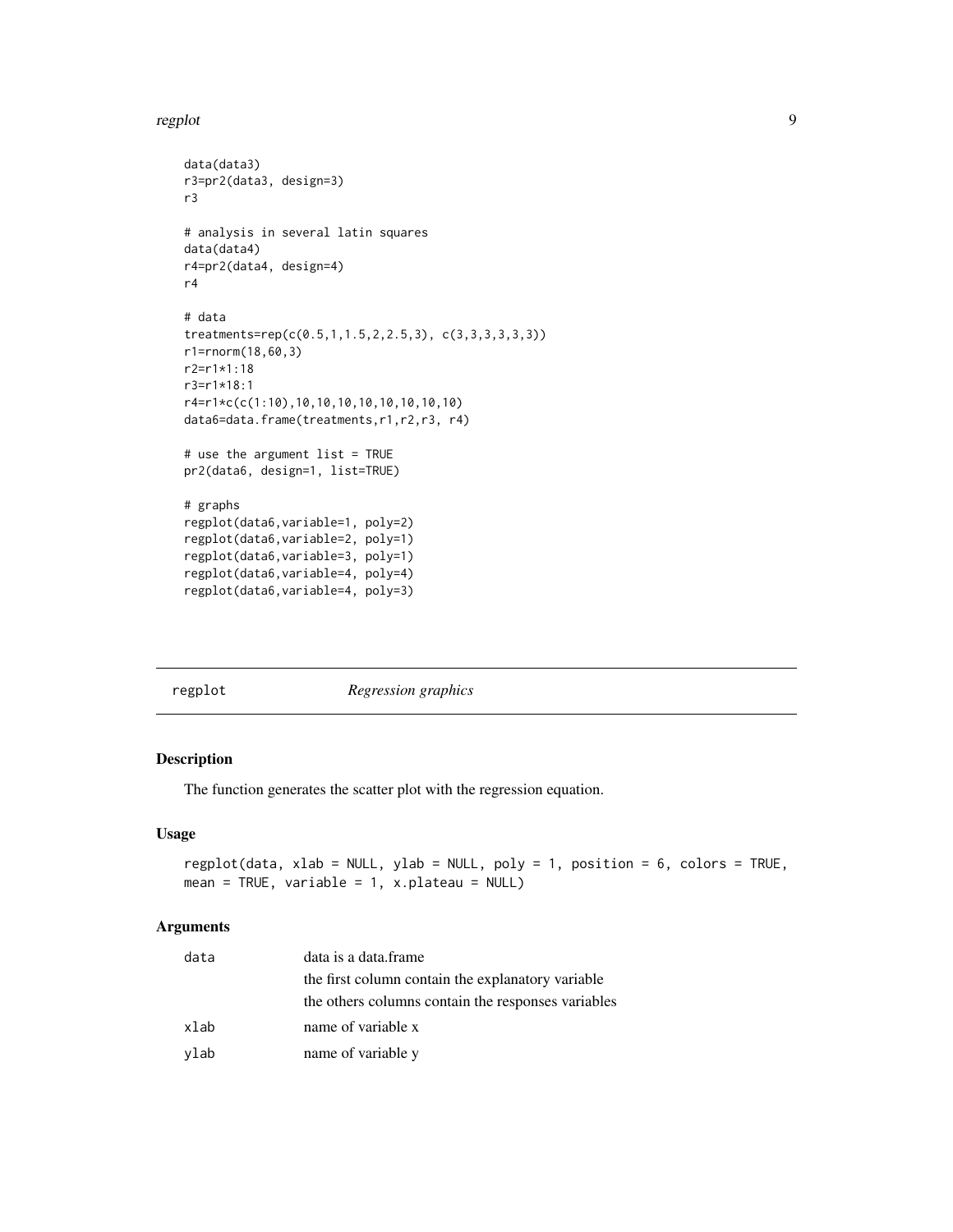```
data(data3)
r3=pr2(data3, design=3)
r3

# analysis in several latin squares
data(data4)
r4=pr2(data4, design=4)
r4

# data
treatments=rep(c(0.5,1,1.5,2,2.5,3), c(3,3,3,3,3,3))
r1=rnorm(18,60,3)
r2=r1*1:18
r3=r1*18:1
r4=r1*c(c(1:10),10,10,10,10,10,10,10,10)
data6=data.frame(treatments,r1,r2,r3, r4)

# use the argument list = TRUE
pr2(data6, design=1, list=TRUE)

# graphs
regplot(data6,variable=1, poly=2)
regplot(data6,variable=2, poly=1)
regplot(data6,variable=3, poly=1)
regplot(data6,variable=4, poly=4)
regplot(data6,variable=4, poly=3)
```

---

## regplot *Regression graphics*

### Description

The function generates the scatter plot with the regression equation.

### Usage

```
regplot(data, xlab = NULL, ylab = NULL, poly = 1, position = 6, colors = TRUE,
mean = TRUE, variable = 1, x.plateau = NULL)
```

### Arguments

| | |
|---|---|
| data | data is a data.frame<br>the first column contain the explanatory variable<br>the others columns contain the responses variables |
| xlab | name of variable x |
| ylab | name of variable y |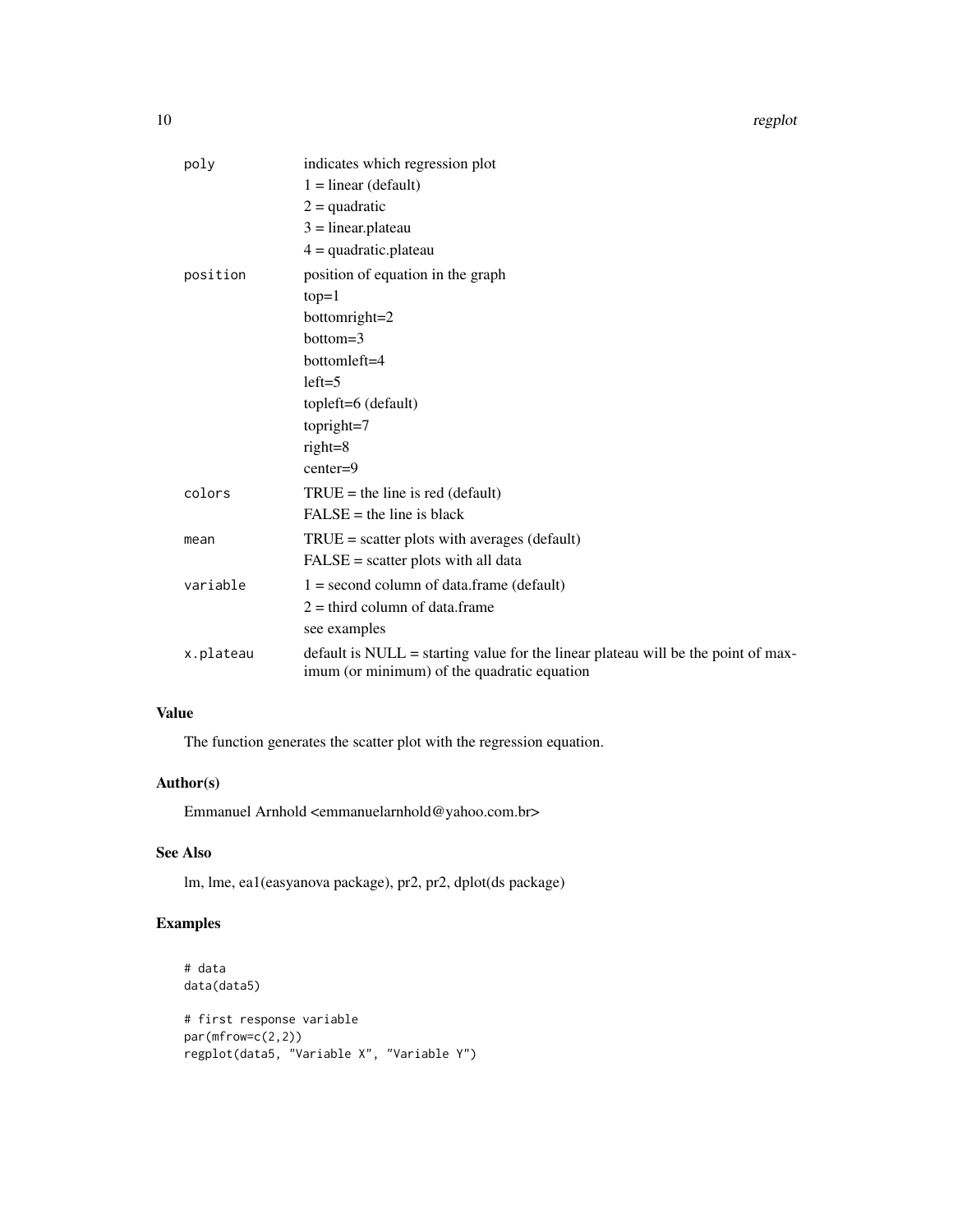| | |
|---|---|
| `poly` | indicates which regression plot<br>1 = linear (default)<br>2 = quadratic<br>3 = linear.plateau<br>4 = quadratic.plateau |
| `position` | position of equation in the graph<br>top=1<br>bottomright=2<br>bottom=3<br>bottomleft=4<br>left=5<br>topleft=6 (default)<br>topright=7<br>right=8<br>center=9 |
| `colors` | TRUE = the line is red (default)<br>FALSE = the line is black |
| `mean` | TRUE = scatter plots with averages (default)<br>FALSE = scatter plots with all data |
| `variable` | 1 = second column of data.frame (default)<br>2 = third column of data.frame<br>see examples |
| `x.plateau` | default is NULL = starting value for the linear plateau will be the point of maximum (or minimum) of the quadratic equation |

## Value

The function generates the scatter plot with the regression equation.

## Author(s)

Emmanuel Arnhold <emmanuelarnhold@yahoo.com.br>

## See Also

lm, lme, ea1(easyanova package), pr2, pr2, dplot(ds package)

## Examples

```
# data
data(data5)

# first response variable
par(mfrow=c(2,2))
regplot(data5, "Variable X", "Variable Y")
```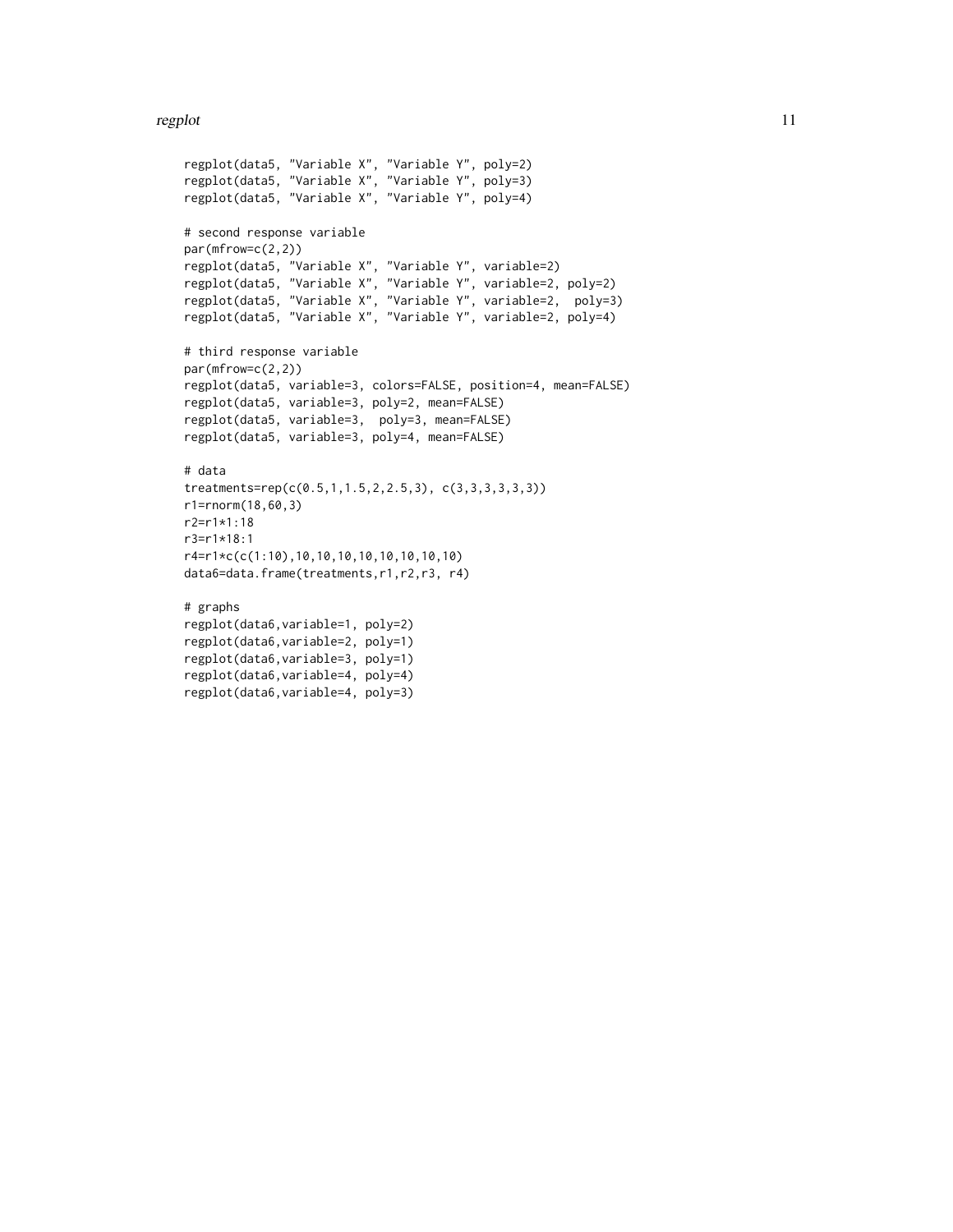```
regplot(data5, "Variable X", "Variable Y", poly=2)
regplot(data5, "Variable X", "Variable Y", poly=3)
regplot(data5, "Variable X", "Variable Y", poly=4)

# second response variable
par(mfrow=c(2,2))
regplot(data5, "Variable X", "Variable Y", variable=2)
regplot(data5, "Variable X", "Variable Y", variable=2, poly=2)
regplot(data5, "Variable X", "Variable Y", variable=2,  poly=3)
regplot(data5, "Variable X", "Variable Y", variable=2, poly=4)

# third response variable
par(mfrow=c(2,2))
regplot(data5, variable=3, colors=FALSE, position=4, mean=FALSE)
regplot(data5, variable=3, poly=2, mean=FALSE)
regplot(data5, variable=3,  poly=3, mean=FALSE)
regplot(data5, variable=3, poly=4, mean=FALSE)

# data
treatments=rep(c(0.5,1,1.5,2,2.5,3), c(3,3,3,3,3,3))
r1=rnorm(18,60,3)
r2=r1*1:18
r3=r1*18:1
r4=r1*c(c(1:10),10,10,10,10,10,10,10,10)
data6=data.frame(treatments,r1,r2,r3, r4)

# graphs
regplot(data6,variable=1, poly=2)
regplot(data6,variable=2, poly=1)
regplot(data6,variable=3, poly=1)
regplot(data6,variable=4, poly=4)
regplot(data6,variable=4, poly=3)
```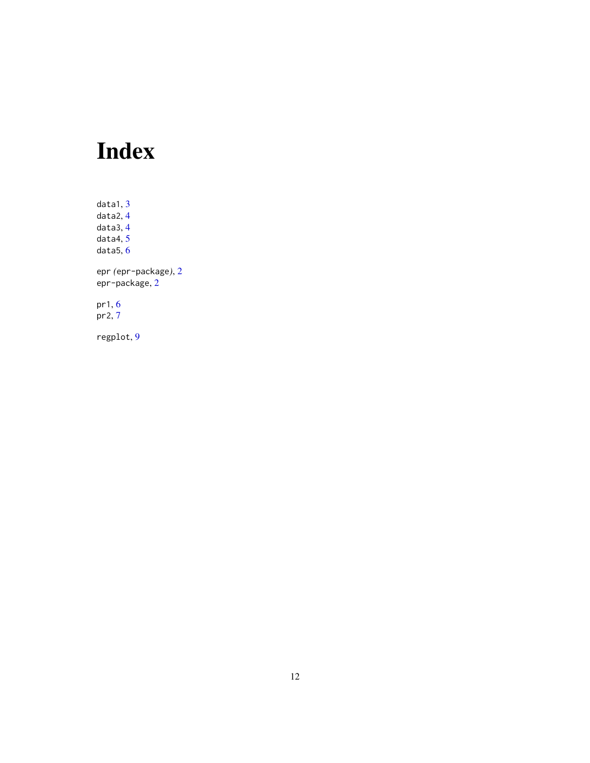# Index

data1, 3
data2, 4
data3, 4
data4, 5
data5, 6

epr *(*epr-package*)*, 2
epr-package, 2

pr1, 6
pr2, 7

regplot, 9